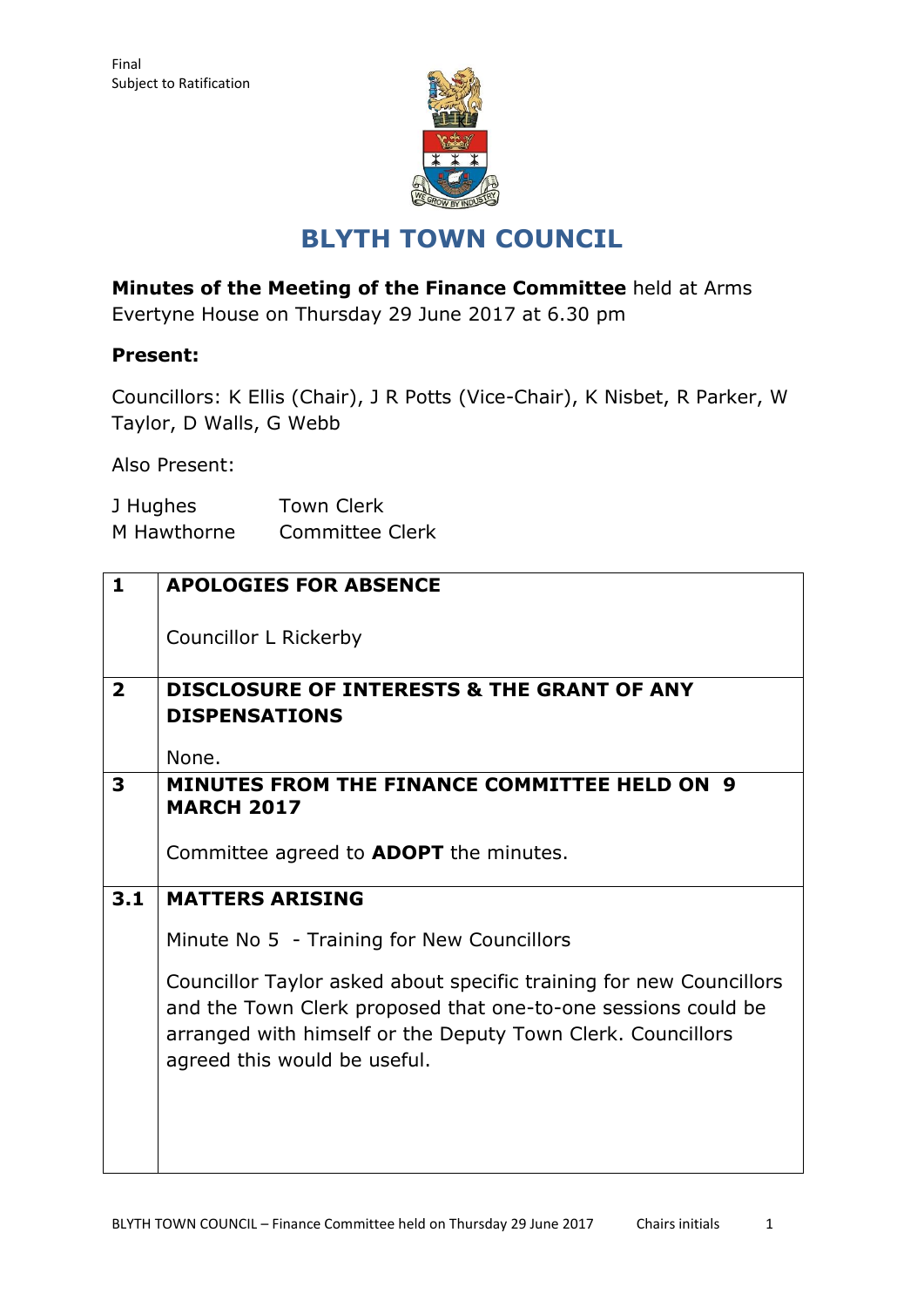Final
Subject to Ratification

# BLYTH TOWN COUNCIL

**Minutes of the Meeting of the Finance Committee** held at Arms Evertyne House on Thursday 29 June 2017 at 6.30 pm

**Present:**

Councillors: K Ellis (Chair), J R Potts (Vice-Chair), K Nisbet, R Parker, W Taylor, D Walls, G Webb

Also Present:

| | |
|---|---|
| J Hughes | Town Clerk |
| M Hawthorne | Committee Clerk |

| | |
|---|---|
| **1** | **APOLOGIES FOR ABSENCE**<br><br>Councillor L Rickerby |
| **2** | **DISCLOSURE OF INTERESTS & THE GRANT OF ANY DISPENSATIONS**<br><br>None. |
| **3** | **MINUTES FROM THE FINANCE COMMITTEE HELD ON 9 MARCH 2017**<br><br>Committee agreed to **ADOPT** the minutes. |
| **3.1** | **MATTERS ARISING**<br><br>Minute No 5 - Training for New Councillors<br><br>Councillor Taylor asked about specific training for new Councillors and the Town Clerk proposed that one-to-one sessions could be arranged with himself or the Deputy Town Clerk. Councillors agreed this would be useful. |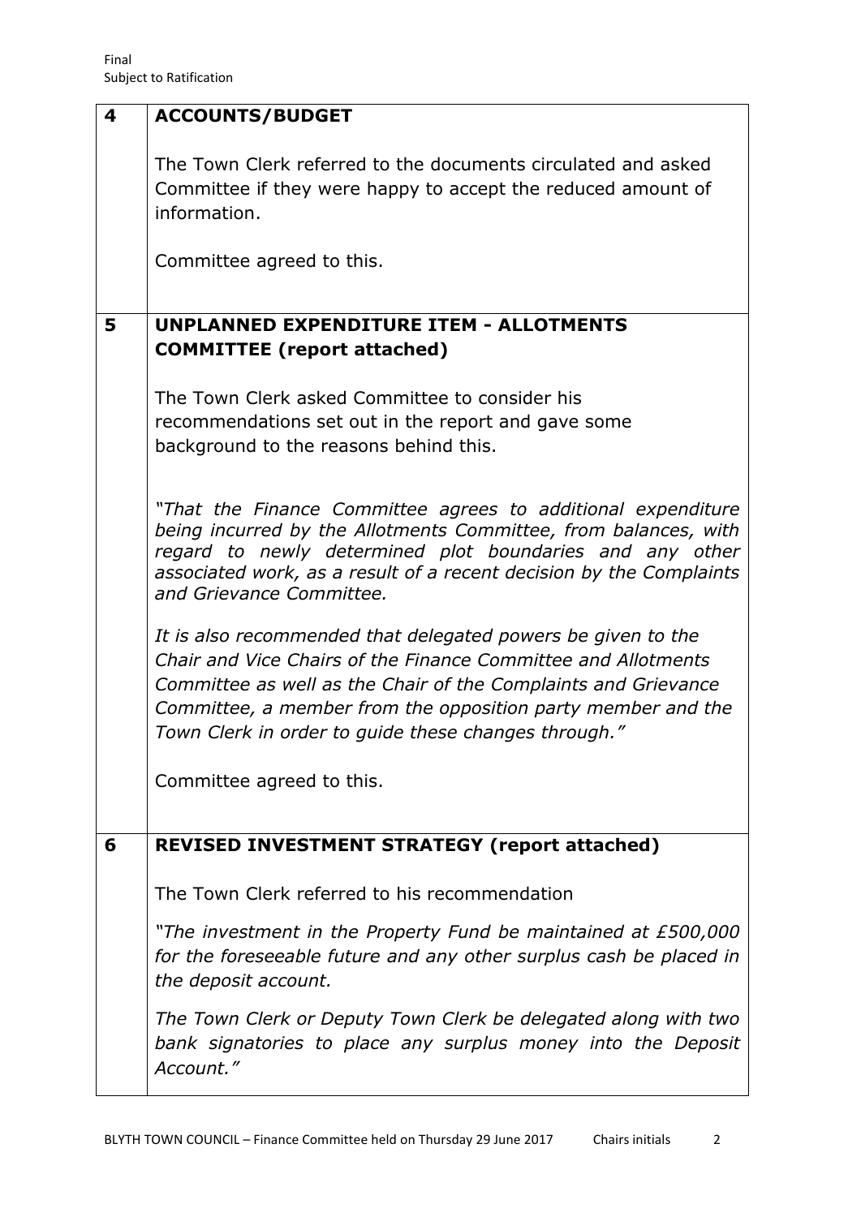Final
Subject to Ratification

| | |
|---|---|
| **4** | **ACCOUNTS/BUDGET**<br><br>The Town Clerk referred to the documents circulated and asked Committee if they were happy to accept the reduced amount of information.<br><br>Committee agreed to this. |
| **5** | **UNPLANNED EXPENDITURE ITEM - ALLOTMENTS COMMITTEE (report attached)**<br><br>The Town Clerk asked Committee to consider his recommendations set out in the report and gave some background to the reasons behind this.<br><br>*"That the Finance Committee agrees to additional expenditure being incurred by the Allotments Committee, from balances, with regard to newly determined plot boundaries and any other associated work, as a result of a recent decision by the Complaints and Grievance Committee.*<br><br>*It is also recommended that delegated powers be given to the Chair and Vice Chairs of the Finance Committee and Allotments Committee as well as the Chair of the Complaints and Grievance Committee, a member from the opposition party member and the Town Clerk in order to guide these changes through."*<br><br>Committee agreed to this. |
| **6** | **REVISED INVESTMENT STRATEGY (report attached)**<br><br>The Town Clerk referred to his recommendation<br><br>*"The investment in the Property Fund be maintained at £500,000 for the foreseeable future and any other surplus cash be placed in the deposit account.*<br><br>*The Town Clerk or Deputy Town Clerk be delegated along with two bank signatories to place any surplus money into the Deposit Account."* |

BLYTH TOWN COUNCIL – Finance Committee held on Thursday 29 June 2017 Chairs initials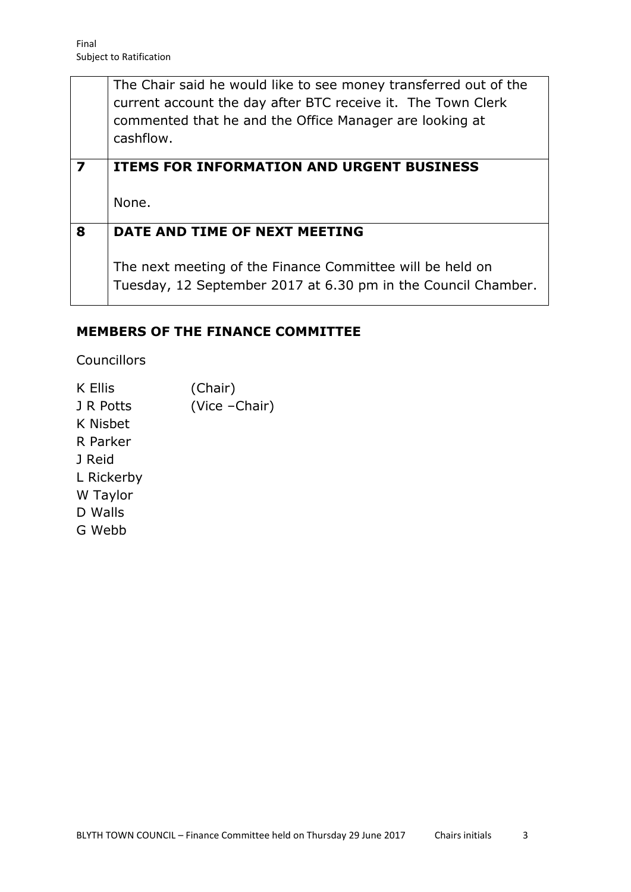Final
Subject to Ratification

| | |
|---|---|
| | The Chair said he would like to see money transferred out of the current account the day after BTC receive it. The Town Clerk commented that he and the Office Manager are looking at cashflow. |
| **7** | **ITEMS FOR INFORMATION AND URGENT BUSINESS**<br><br>None. |
| **8** | **DATE AND TIME OF NEXT MEETING**<br><br>The next meeting of the Finance Committee will be held on Tuesday, 12 September 2017 at 6.30 pm in the Council Chamber. |

## MEMBERS OF THE FINANCE COMMITTEE

Councillors

K Ellis (Chair)
J R Potts (Vice –Chair)
K Nisbet
R Parker
J Reid
L Rickerby
W Taylor
D Walls
G Webb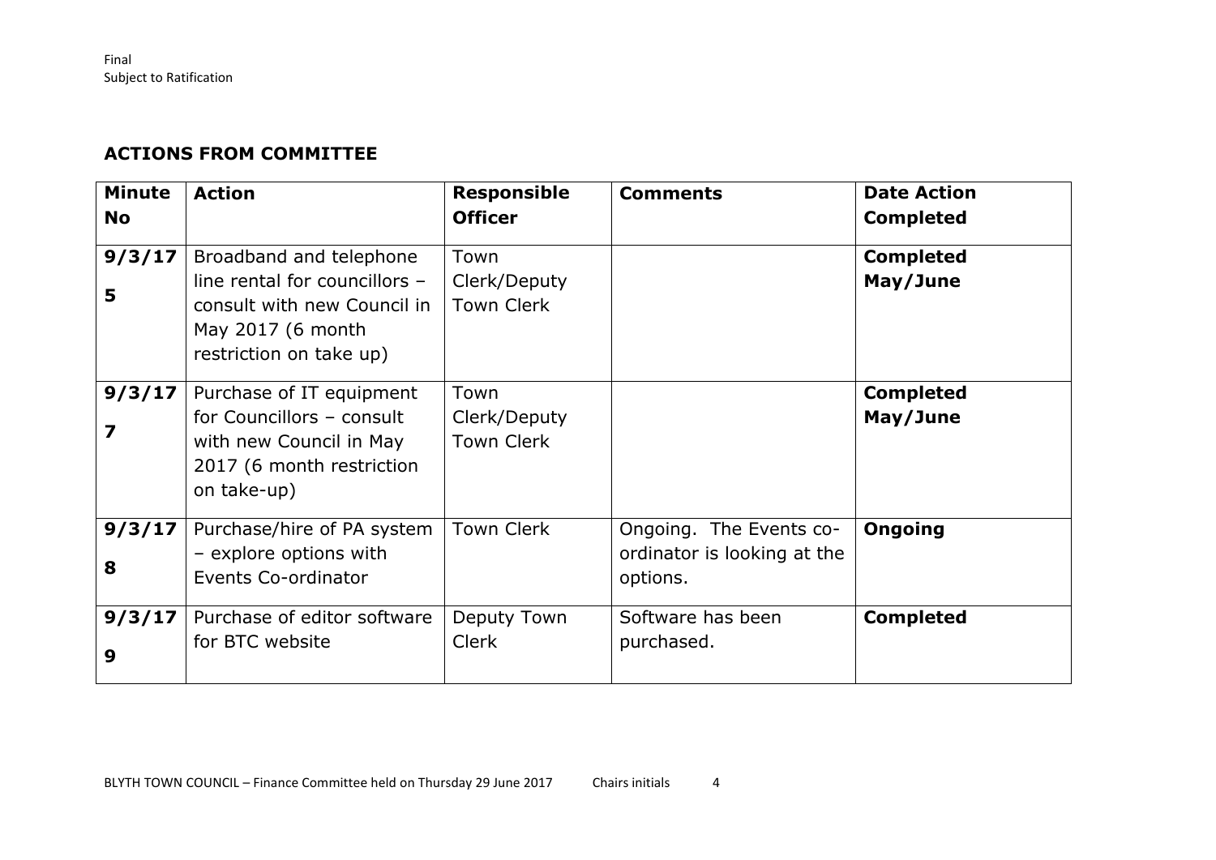Final
Subject to Ratification

## ACTIONS FROM COMMITTEE

| Minute No | Action | Responsible Officer | Comments | Date Action Completed |
|---|---|---|---|---|
| **9/3/17 5** | Broadband and telephone line rental for councillors – consult with new Council in May 2017 (6 month restriction on take up) | Town Clerk/Deputy Town Clerk | | **Completed May/June** |
| **9/3/17 7** | Purchase of IT equipment for Councillors – consult with new Council in May 2017 (6 month restriction on take-up) | Town Clerk/Deputy Town Clerk | | **Completed May/June** |
| **9/3/17 8** | Purchase/hire of PA system – explore options with Events Co-ordinator | Town Clerk | Ongoing. The Events co-ordinator is looking at the options. | **Ongoing** |
| **9/3/17 9** | Purchase of editor software for BTC website | Deputy Town Clerk | Software has been purchased. | **Completed** |

BLYTH TOWN COUNCIL – Finance Committee held on Thursday 29 June 2017 Chairs initials